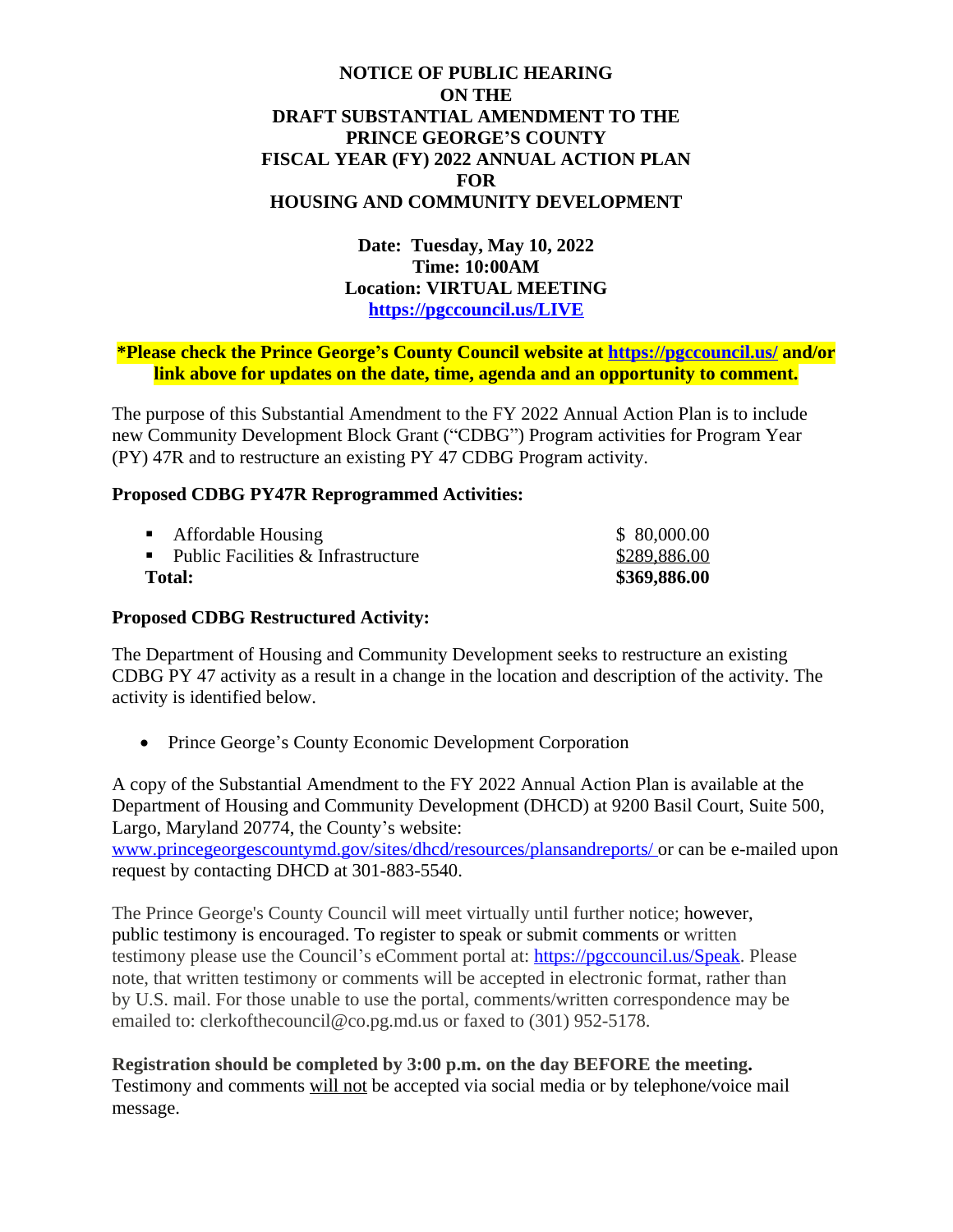# NOTICE OF PUBLIC HEARING ON THE DRAFT SUBSTANTIAL AMENDMENT TO THE PRINCE GEORGE'S COUNTY FISCAL YEAR (FY) 2022 ANNUAL ACTION PLAN FOR HOUSING AND COMMUNITY DEVELOPMENT

**Date: Tuesday, May 10, 2022**
**Time: 10:00AM**
**Location: VIRTUAL MEETING**
**https://pgccouncil.us/LIVE**

**\*Please check the Prince George's County Council website at https://pgccouncil.us/ and/or link above for updates on the date, time, agenda and an opportunity to comment.**

The purpose of this Substantial Amendment to the FY 2022 Annual Action Plan is to include new Community Development Block Grant ("CDBG") Program activities for Program Year (PY) 47R and to restructure an existing PY 47 CDBG Program activity.

**Proposed CDBG PY47R Reprogrammed Activities:**

| | |
|---|---|
| ▪ Affordable Housing | $ 80,000.00 |
| ▪ Public Facilities & Infrastructure | $289,886.00 |
| **Total:** | **$369,886.00** |

**Proposed CDBG Restructured Activity:**

The Department of Housing and Community Development seeks to restructure an existing CDBG PY 47 activity as a result in a change in the location and description of the activity. The activity is identified below.

- Prince George's County Economic Development Corporation

A copy of the Substantial Amendment to the FY 2022 Annual Action Plan is available at the Department of Housing and Community Development (DHCD) at 9200 Basil Court, Suite 500, Largo, Maryland 20774, the County's website: www.princegeorgescountymd.gov/sites/dhcd/resources/plansandreports/ or can be e-mailed upon request by contacting DHCD at 301-883-5540.

The Prince George's County Council will meet virtually until further notice; however, public testimony is encouraged. To register to speak or submit comments or written testimony please use the Council's eComment portal at: https://pgccouncil.us/Speak. Please note, that written testimony or comments will be accepted in electronic format, rather than by U.S. mail. For those unable to use the portal, comments/written correspondence may be emailed to: clerkofthecouncil@co.pg.md.us or faxed to (301) 952-5178.

**Registration should be completed by 3:00 p.m. on the day BEFORE the meeting.** Testimony and comments will not be accepted via social media or by telephone/voice mail message.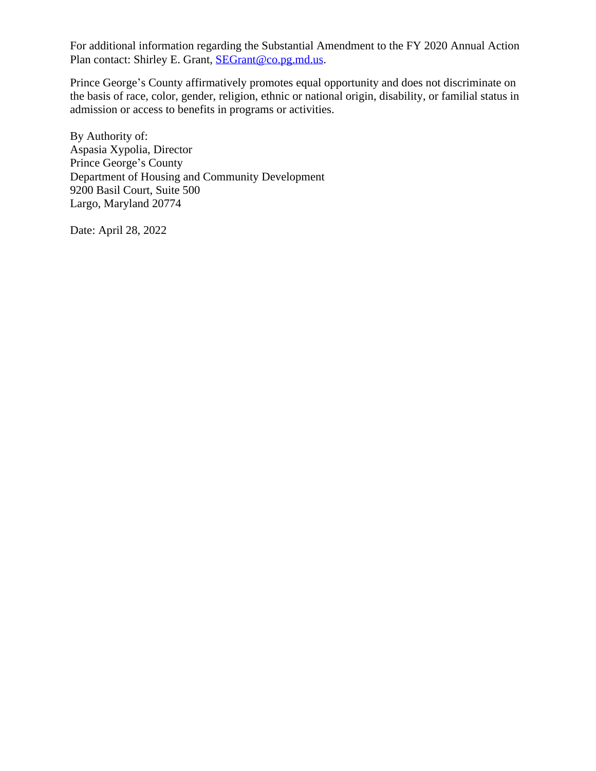For additional information regarding the Substantial Amendment to the FY 2020 Annual Action Plan contact: Shirley E. Grant, [SEGrant@co.pg.md.us](mailto:SEGrant@co.pg.md.us).

Prince George's County affirmatively promotes equal opportunity and does not discriminate on the basis of race, color, gender, religion, ethnic or national origin, disability, or familial status in admission or access to benefits in programs or activities.

By Authority of:
Aspasia Xypolia, Director
Prince George's County
Department of Housing and Community Development
9200 Basil Court, Suite 500
Largo, Maryland 20774

Date: April 28, 2022